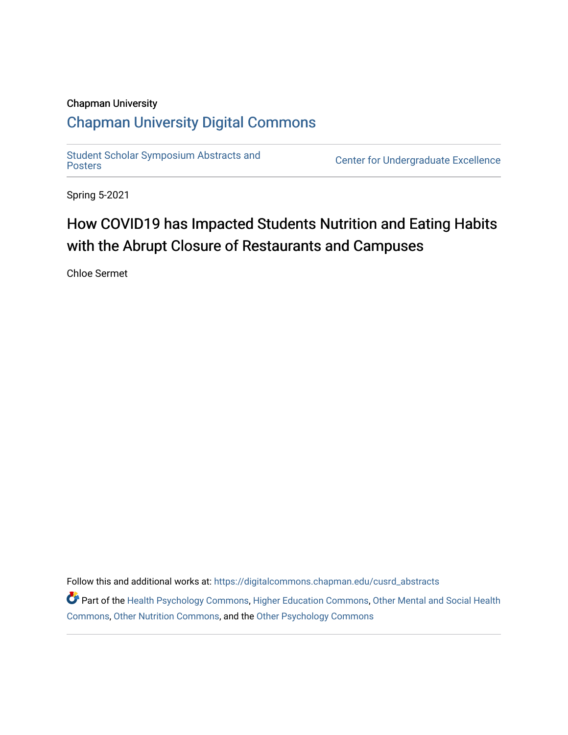Chapman University

## Chapman University Digital Commons

Student Scholar Symposium Abstracts and Posters

Center for Undergraduate Excellence

Spring 5-2021

# How COVID19 has Impacted Students Nutrition and Eating Habits with the Abrupt Closure of Restaurants and Campuses

Chloe Sermet

Follow this and additional works at: https://digitalcommons.chapman.edu/cusrd_abstracts

Part of the Health Psychology Commons, Higher Education Commons, Other Mental and Social Health Commons, Other Nutrition Commons, and the Other Psychology Commons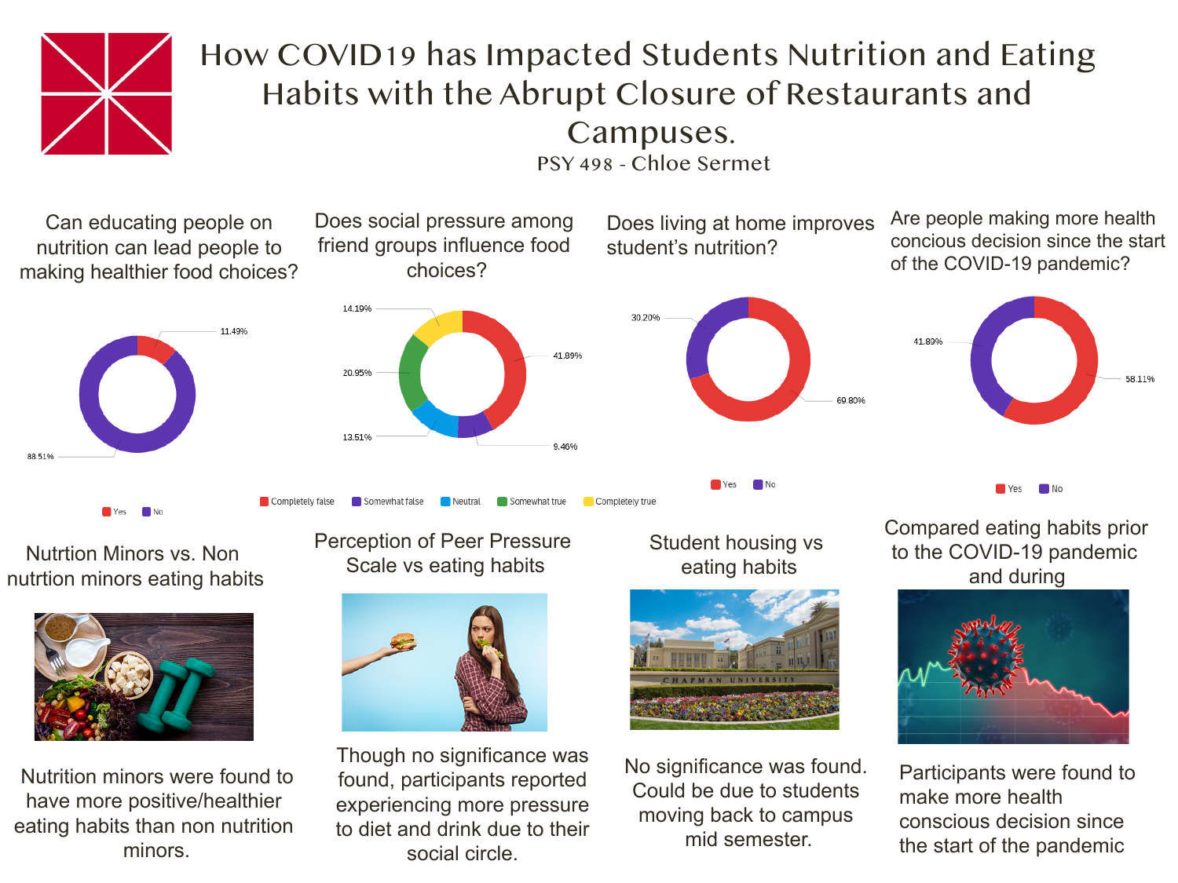# How COVID19 has Impacted Students Nutrition and Eating Habits with the Abrupt Closure of Restaurants and Campuses.

PSY 498 - Chloe Sermet

## Can educating people on nutrition can lead people to making healthier food choices?

11.49%
88.51%
Yes
No

## Does social pressure among friend groups influence food choices?

14.19%
41.89%
20.95%
13.51%
9.46%
Completely false
Somewhat false
Neutral
Somewhat true
Completely true

## Does living at home improves student's nutrition?

30.20%
69.80%
Yes
No

## Are people making more health concious decision since the start of the COVID-19 pandemic?

41.89%
58.11%
Yes
No

## Nutrtion Minors vs. Non nutrtion minors eating habits

Nutrition minors were found to have more positive/healthier eating habits than non nutrition minors.

## Perception of Peer Pressure Scale vs eating habits

Though no significance was found, participants reported experiencing more pressure to diet and drink due to their social circle.

## Student housing vs eating habits

No significance was found. Could be due to students moving back to campus mid semester.

## Compared eating habits prior to the COVID-19 pandemic and during

Participants were found to make more health conscious decision since the start of the pandemic